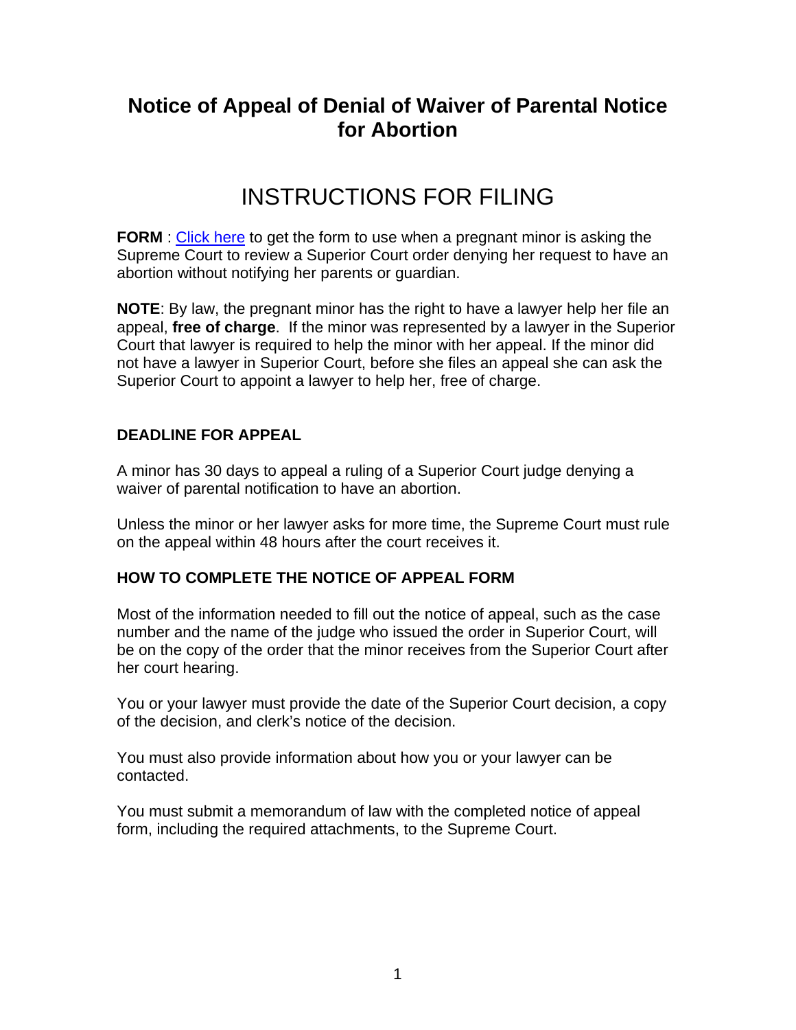# Notice of Appeal of Denial of Waiver of Parental Notice for Abortion

## INSTRUCTIONS FOR FILING

**FORM** : Click here to get the form to use when a pregnant minor is asking the Supreme Court to review a Superior Court order denying her request to have an abortion without notifying her parents or guardian.

**NOTE**: By law, the pregnant minor has the right to have a lawyer help her file an appeal, **free of charge**. If the minor was represented by a lawyer in the Superior Court that lawyer is required to help the minor with her appeal. If the minor did not have a lawyer in Superior Court, before she files an appeal she can ask the Superior Court to appoint a lawyer to help her, free of charge.

### DEADLINE FOR APPEAL

A minor has 30 days to appeal a ruling of a Superior Court judge denying a waiver of parental notification to have an abortion.

Unless the minor or her lawyer asks for more time, the Supreme Court must rule on the appeal within 48 hours after the court receives it.

### HOW TO COMPLETE THE NOTICE OF APPEAL FORM

Most of the information needed to fill out the notice of appeal, such as the case number and the name of the judge who issued the order in Superior Court, will be on the copy of the order that the minor receives from the Superior Court after her court hearing.

You or your lawyer must provide the date of the Superior Court decision, a copy of the decision, and clerk's notice of the decision.

You must also provide information about how you or your lawyer can be contacted.

You must submit a memorandum of law with the completed notice of appeal form, including the required attachments, to the Supreme Court.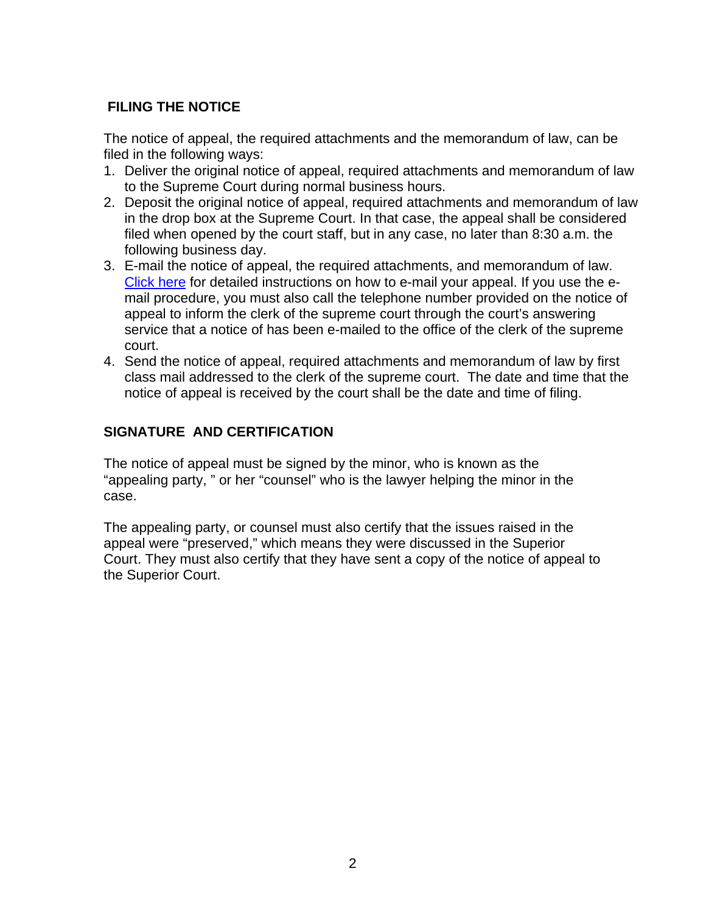## FILING THE NOTICE

The notice of appeal, the required attachments and the memorandum of law, can be filed in the following ways:

1. Deliver the original notice of appeal, required attachments and memorandum of law to the Supreme Court during normal business hours.
2. Deposit the original notice of appeal, required attachments and memorandum of law in the drop box at the Supreme Court. In that case, the appeal shall be considered filed when opened by the court staff, but in any case, no later than 8:30 a.m. the following business day.
3. E-mail the notice of appeal, the required attachments, and memorandum of law. Click here for detailed instructions on how to e-mail your appeal. If you use the e-mail procedure, you must also call the telephone number provided on the notice of appeal to inform the clerk of the supreme court through the court's answering service that a notice of has been e-mailed to the office of the clerk of the supreme court.
4. Send the notice of appeal, required attachments and memorandum of law by first class mail addressed to the clerk of the supreme court. The date and time that the notice of appeal is received by the court shall be the date and time of filing.

## SIGNATURE AND CERTIFICATION

The notice of appeal must be signed by the minor, who is known as the "appealing party, " or her "counsel" who is the lawyer helping the minor in the case.

The appealing party, or counsel must also certify that the issues raised in the appeal were "preserved," which means they were discussed in the Superior Court. They must also certify that they have sent a copy of the notice of appeal to the Superior Court.